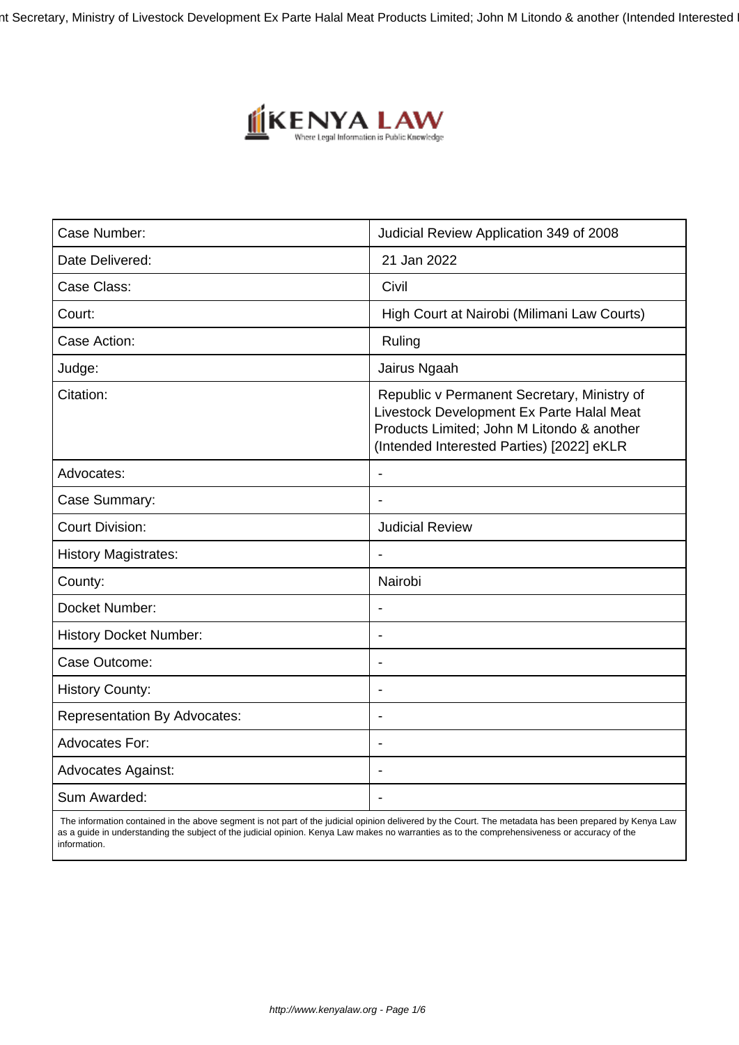| Case Number: | Judicial Review Application 349 of 2008 |
|---|---|
| Date Delivered: | 21 Jan 2022 |
| Case Class: | Civil |
| Court: | High Court at Nairobi (Milimani Law Courts) |
| Case Action: | Ruling |
| Judge: | Jairus Ngaah |
| Citation: | Republic v Permanent Secretary, Ministry of Livestock Development Ex Parte Halal Meat Products Limited; John M Litondo & another (Intended Interested Parties) [2022] eKLR |
| Advocates: | - |
| Case Summary: | - |
| Court Division: | Judicial Review |
| History Magistrates: | - |
| County: | Nairobi |
| Docket Number: | - |
| History Docket Number: | - |
| Case Outcome: | - |
| History County: | - |
| Representation By Advocates: | - |
| Advocates For: | - |
| Advocates Against: | - |
| Sum Awarded: | - |

The information contained in the above segment is not part of the judicial opinion delivered by the Court. The metadata has been prepared by Kenya Law as a guide in understanding the subject of the judicial opinion. Kenya Law makes no warranties as to the comprehensiveness or accuracy of the information.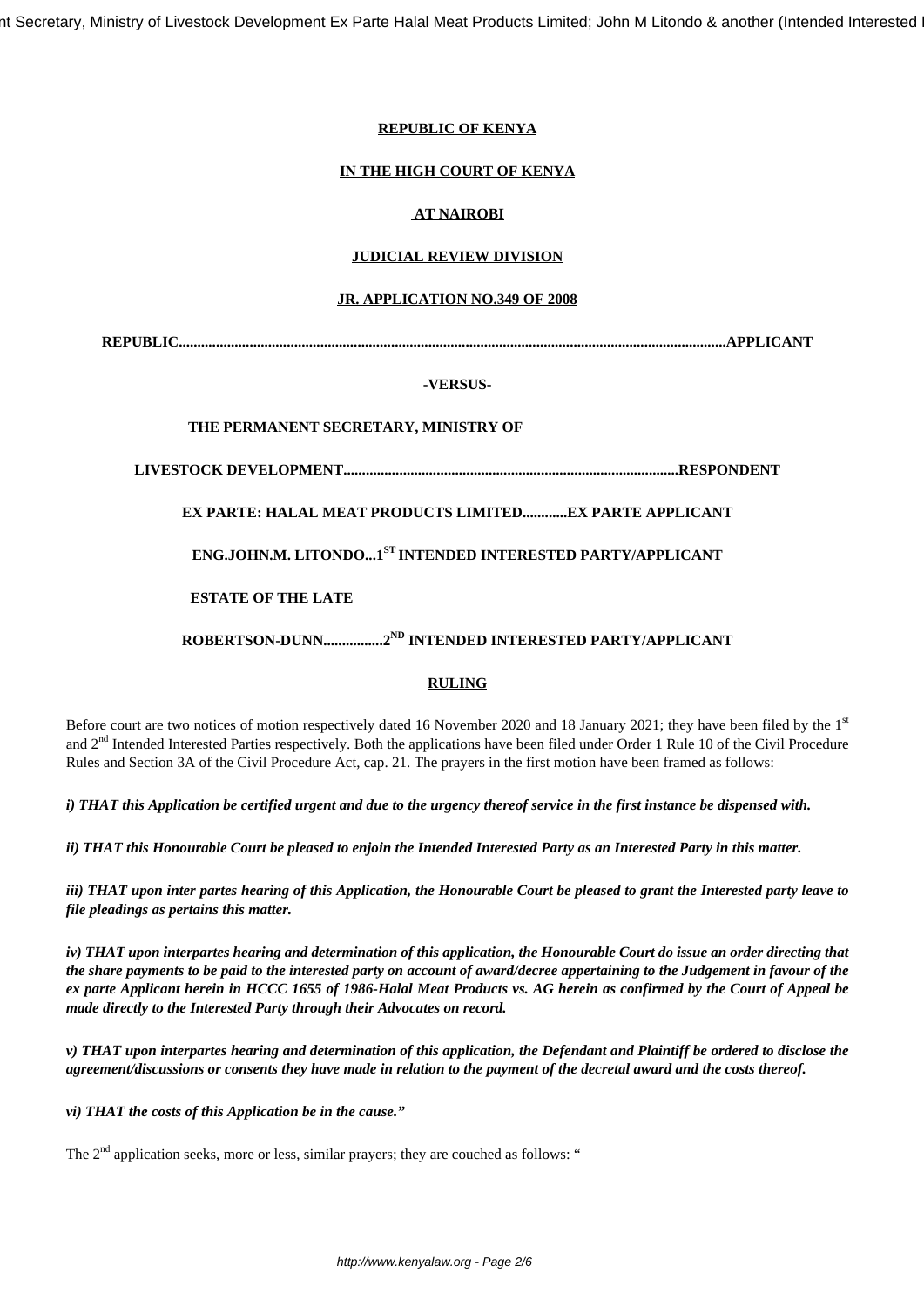**REPUBLIC OF KENYA**

**IN THE HIGH COURT OF KENYA**

**AT NAIROBI**

**JUDICIAL REVIEW DIVISION**

**JR. APPLICATION NO.349 OF 2008**

**REPUBLIC.................................................................................................................................................APPLICANT**

**-VERSUS-**

**THE PERMANENT SECRETARY, MINISTRY OF**

**LIVESTOCK DEVELOPMENT..........................................................................................RESPONDENT**

**EX PARTE: HALAL MEAT PRODUCTS LIMITED............EX PARTE APPLICANT**

**ENG.JOHN.M. LITONDO...1ST INTENDED INTERESTED PARTY/APPLICANT**

**ESTATE OF THE LATE**

**ROBERTSON-DUNN................2ND INTENDED INTERESTED PARTY/APPLICANT**

## RULING

Before court are two notices of motion respectively dated 16 November 2020 and 18 January 2021; they have been filed by the 1st and 2nd Intended Interested Parties respectively. Both the applications have been filed under Order 1 Rule 10 of the Civil Procedure Rules and Section 3A of the Civil Procedure Act, cap. 21. The prayers in the first motion have been framed as follows:

***i) THAT this Application be certified urgent and due to the urgency thereof service in the first instance be dispensed with.***

***ii) THAT this Honourable Court be pleased to enjoin the Intended Interested Party as an Interested Party in this matter.***

***iii) THAT upon inter partes hearing of this Application, the Honourable Court be pleased to grant the Interested party leave to file pleadings as pertains this matter.***

***iv) THAT upon interpartes hearing and determination of this application, the Honourable Court do issue an order directing that the share payments to be paid to the interested party on account of award/decree appertaining to the Judgement in favour of the ex parte Applicant herein in HCCC 1655 of 1986-Halal Meat Products vs. AG herein as confirmed by the Court of Appeal be made directly to the Interested Party through their Advocates on record.***

***v) THAT upon interpartes hearing and determination of this application, the Defendant and Plaintiff be ordered to disclose the agreement/discussions or consents they have made in relation to the payment of the decretal award and the costs thereof.***

***vi) THAT the costs of this Application be in the cause."***

The 2nd application seeks, more or less, similar prayers; they are couched as follows: "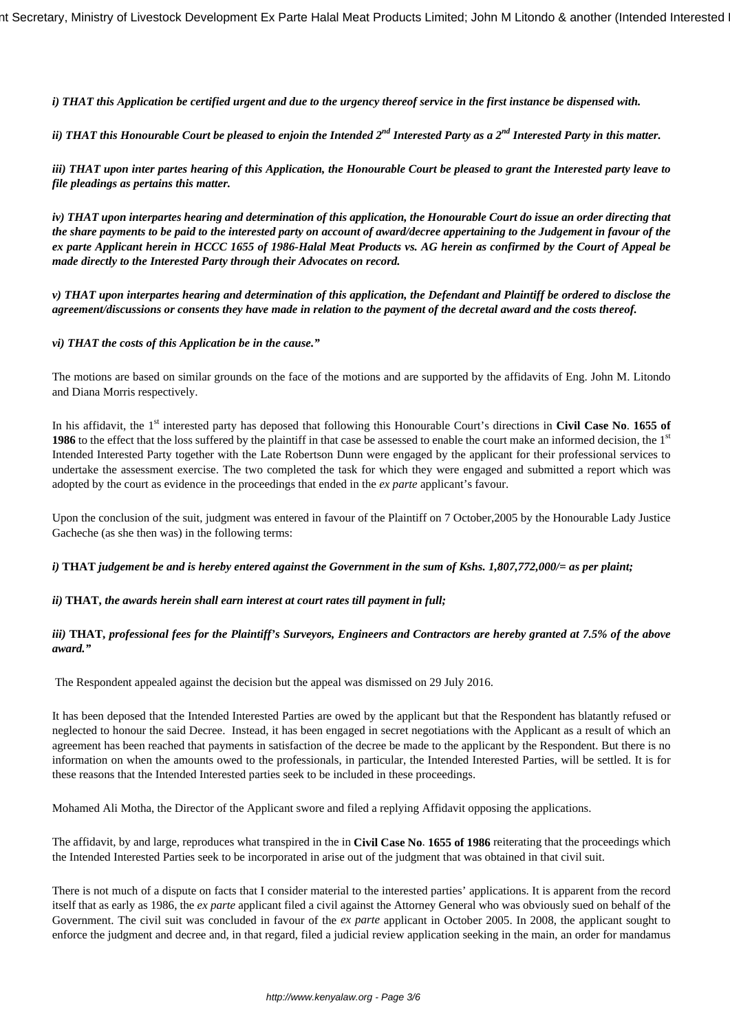***i) THAT this Application be certified urgent and due to the urgency thereof service in the first instance be dispensed with.***

***ii) THAT this Honourable Court be pleased to enjoin the Intended 2nd Interested Party as a 2nd Interested Party in this matter.***

***iii) THAT upon inter partes hearing of this Application, the Honourable Court be pleased to grant the Interested party leave to file pleadings as pertains this matter.***

***iv) THAT upon interpartes hearing and determination of this application, the Honourable Court do issue an order directing that the share payments to be paid to the interested party on account of award/decree appertaining to the Judgement in favour of the ex parte Applicant herein in HCCC 1655 of 1986-Halal Meat Products vs. AG herein as confirmed by the Court of Appeal be made directly to the Interested Party through their Advocates on record.***

***v) THAT upon interpartes hearing and determination of this application, the Defendant and Plaintiff be ordered to disclose the agreement/discussions or consents they have made in relation to the payment of the decretal award and the costs thereof.***

***vi) THAT the costs of this Application be in the cause."***

The motions are based on similar grounds on the face of the motions and are supported by the affidavits of Eng. John M. Litondo and Diana Morris respectively.

In his affidavit, the 1st interested party has deposed that following this Honourable Court's directions in **Civil Case No**. **1655 of 1986** to the effect that the loss suffered by the plaintiff in that case be assessed to enable the court make an informed decision, the 1st Intended Interested Party together with the Late Robertson Dunn were engaged by the applicant for their professional services to undertake the assessment exercise. The two completed the task for which they were engaged and submitted a report which was adopted by the court as evidence in the proceedings that ended in the *ex parte* applicant's favour.

Upon the conclusion of the suit, judgment was entered in favour of the Plaintiff on 7 October,2005 by the Honourable Lady Justice Gacheche (as she then was) in the following terms:

***i)* THAT** ***judgement be and is hereby entered against the Government in the sum of Kshs. 1,807,772,000/= as per plaint;***

***ii)* THAT,** ***the awards herein shall earn interest at court rates till payment in full;***

***iii)* THAT,** ***professional fees for the Plaintiff's Surveyors, Engineers and Contractors are hereby granted at 7.5% of the above award."***

The Respondent appealed against the decision but the appeal was dismissed on 29 July 2016.

It has been deposed that the Intended Interested Parties are owed by the applicant but that the Respondent has blatantly refused or neglected to honour the said Decree. Instead, it has been engaged in secret negotiations with the Applicant as a result of which an agreement has been reached that payments in satisfaction of the decree be made to the applicant by the Respondent. But there is no information on when the amounts owed to the professionals, in particular, the Intended Interested Parties, will be settled. It is for these reasons that the Intended Interested parties seek to be included in these proceedings.

Mohamed Ali Motha, the Director of the Applicant swore and filed a replying Affidavit opposing the applications.

The affidavit, by and large, reproduces what transpired in the in **Civil Case No**. **1655 of 1986** reiterating that the proceedings which the Intended Interested Parties seek to be incorporated in arise out of the judgment that was obtained in that civil suit.

There is not much of a dispute on facts that I consider material to the interested parties' applications. It is apparent from the record itself that as early as 1986, the *ex parte* applicant filed a civil against the Attorney General who was obviously sued on behalf of the Government. The civil suit was concluded in favour of the *ex parte* applicant in October 2005. In 2008, the applicant sought to enforce the judgment and decree and, in that regard, filed a judicial review application seeking in the main, an order for mandamus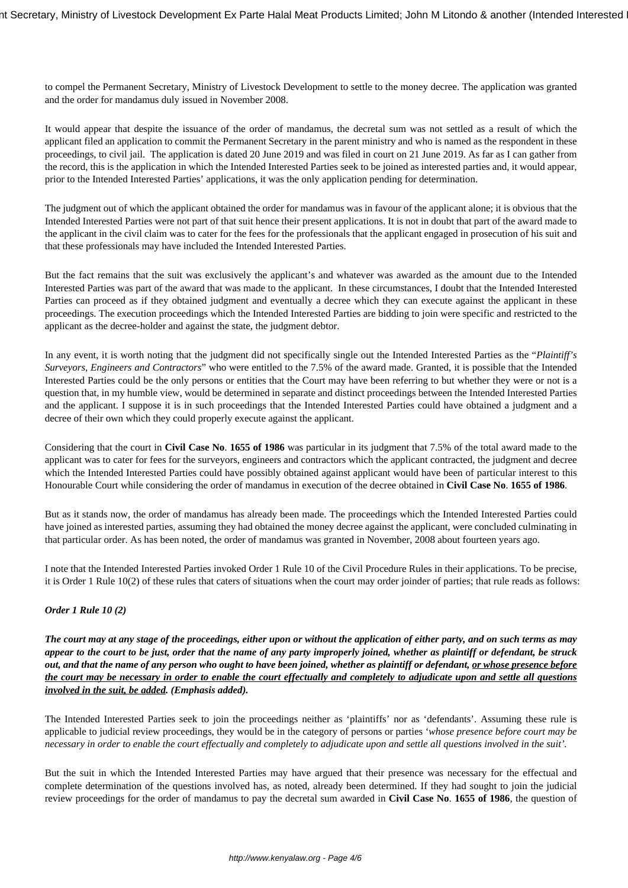to compel the Permanent Secretary, Ministry of Livestock Development to settle to the money decree. The application was granted and the order for mandamus duly issued in November 2008.

It would appear that despite the issuance of the order of mandamus, the decretal sum was not settled as a result of which the applicant filed an application to commit the Permanent Secretary in the parent ministry and who is named as the respondent in these proceedings, to civil jail. The application is dated 20 June 2019 and was filed in court on 21 June 2019. As far as I can gather from the record, this is the application in which the Intended Interested Parties seek to be joined as interested parties and, it would appear, prior to the Intended Interested Parties' applications, it was the only application pending for determination.

The judgment out of which the applicant obtained the order for mandamus was in favour of the applicant alone; it is obvious that the Intended Interested Parties were not part of that suit hence their present applications. It is not in doubt that part of the award made to the applicant in the civil claim was to cater for the fees for the professionals that the applicant engaged in prosecution of his suit and that these professionals may have included the Intended Interested Parties.

But the fact remains that the suit was exclusively the applicant's and whatever was awarded as the amount due to the Intended Interested Parties was part of the award that was made to the applicant. In these circumstances, I doubt that the Intended Interested Parties can proceed as if they obtained judgment and eventually a decree which they can execute against the applicant in these proceedings. The execution proceedings which the Intended Interested Parties are bidding to join were specific and restricted to the applicant as the decree-holder and against the state, the judgment debtor.

In any event, it is worth noting that the judgment did not specifically single out the Intended Interested Parties as the "*Plaintiff's Surveyors, Engineers and Contractors*" who were entitled to the 7.5% of the award made. Granted, it is possible that the Intended Interested Parties could be the only persons or entities that the Court may have been referring to but whether they were or not is a question that, in my humble view, would be determined in separate and distinct proceedings between the Intended Interested Parties and the applicant. I suppose it is in such proceedings that the Intended Interested Parties could have obtained a judgment and a decree of their own which they could properly execute against the applicant.

Considering that the court in **Civil Case No**. **1655 of 1986** was particular in its judgment that 7.5% of the total award made to the applicant was to cater for fees for the surveyors, engineers and contractors which the applicant contracted, the judgment and decree which the Intended Interested Parties could have possibly obtained against applicant would have been of particular interest to this Honourable Court while considering the order of mandamus in execution of the decree obtained in **Civil Case No**. **1655 of 1986**.

But as it stands now, the order of mandamus has already been made. The proceedings which the Intended Interested Parties could have joined as interested parties, assuming they had obtained the money decree against the applicant, were concluded culminating in that particular order. As has been noted, the order of mandamus was granted in November, 2008 about fourteen years ago.

I note that the Intended Interested Parties invoked Order 1 Rule 10 of the Civil Procedure Rules in their applications. To be precise, it is Order 1 Rule 10(2) of these rules that caters of situations when the court may order joinder of parties; that rule reads as follows:

***Order 1 Rule 10 (2)***

***The court may at any stage of the proceedings, either upon or without the application of either party, and on such terms as may appear to the court to be just, order that the name of any party improperly joined, whether as plaintiff or defendant, be struck out, and that the name of any person who ought to have been joined, whether as plaintiff or defendant, <u>or whose presence before the court may be necessary in order to enable the court effectually and completely to adjudicate upon and settle all questions involved in the suit, be added</u>. (Emphasis added).***

The Intended Interested Parties seek to join the proceedings neither as 'plaintiffs' nor as 'defendants'. Assuming these rule is applicable to judicial review proceedings, they would be in the category of persons or parties '*whose presence before court may be necessary in order to enable the court effectually and completely to adjudicate upon and settle all questions involved in the suit'.*

But the suit in which the Intended Interested Parties may have argued that their presence was necessary for the effectual and complete determination of the questions involved has, as noted, already been determined. If they had sought to join the judicial review proceedings for the order of mandamus to pay the decretal sum awarded in **Civil Case No**. **1655 of 1986**, the question of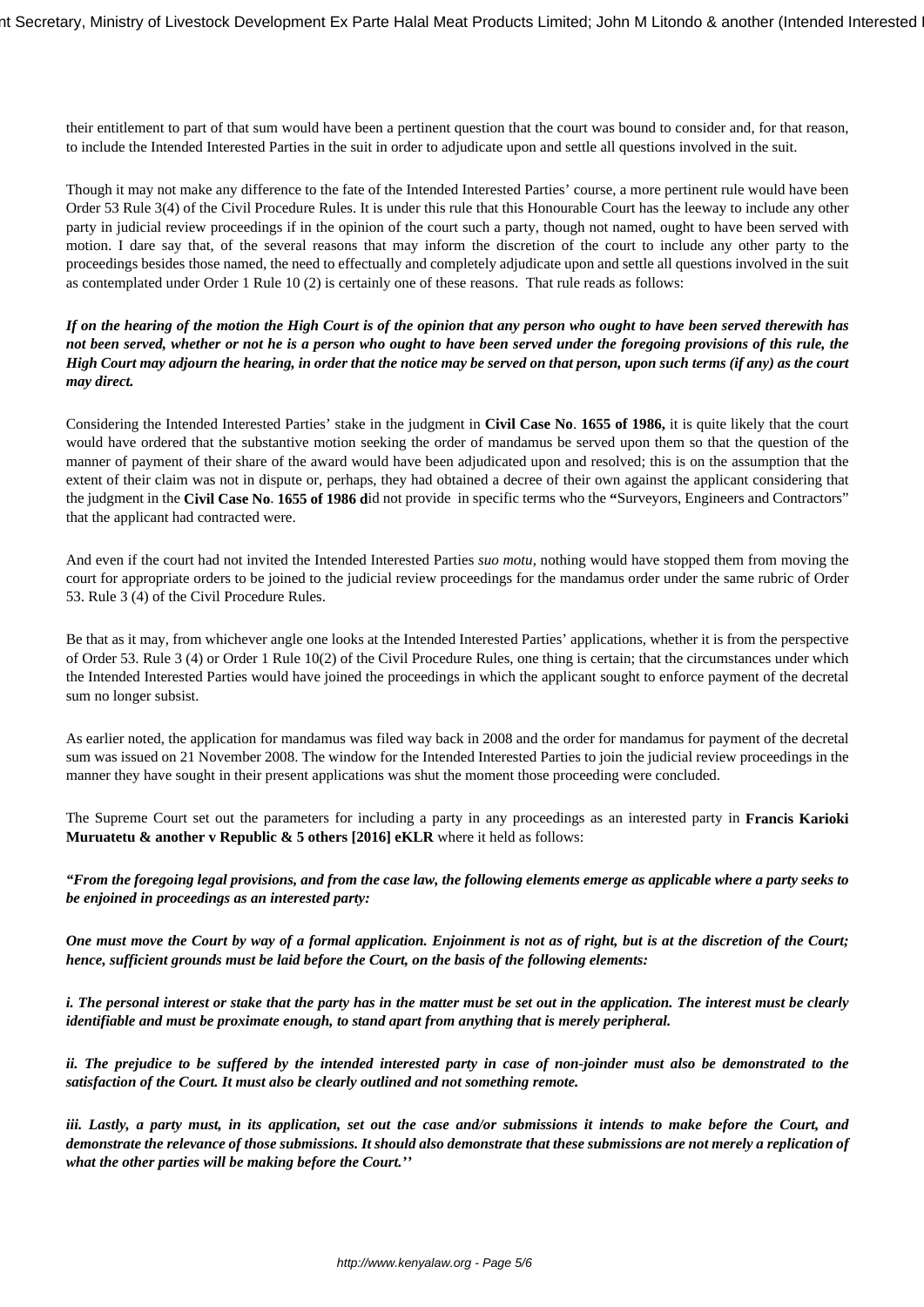their entitlement to part of that sum would have been a pertinent question that the court was bound to consider and, for that reason, to include the Intended Interested Parties in the suit in order to adjudicate upon and settle all questions involved in the suit.

Though it may not make any difference to the fate of the Intended Interested Parties' course, a more pertinent rule would have been Order 53 Rule 3(4) of the Civil Procedure Rules. It is under this rule that this Honourable Court has the leeway to include any other party in judicial review proceedings if in the opinion of the court such a party, though not named, ought to have been served with motion. I dare say that, of the several reasons that may inform the discretion of the court to include any other party to the proceedings besides those named, the need to effectually and completely adjudicate upon and settle all questions involved in the suit as contemplated under Order 1 Rule 10 (2) is certainly one of these reasons. That rule reads as follows:

***If on the hearing of the motion the High Court is of the opinion that any person who ought to have been served therewith has not been served, whether or not he is a person who ought to have been served under the foregoing provisions of this rule, the High Court may adjourn the hearing, in order that the notice may be served on that person, upon such terms (if any) as the court may direct.***

Considering the Intended Interested Parties' stake in the judgment in **Civil Case No**. **1655 of 1986,** it is quite likely that the court would have ordered that the substantive motion seeking the order of mandamus be served upon them so that the question of the manner of payment of their share of the award would have been adjudicated upon and resolved; this is on the assumption that the extent of their claim was not in dispute or, perhaps, they had obtained a decree of their own against the applicant considering that the judgment in the **Civil Case No**. **1655 of 1986 d**id not provide in specific terms who the **"**Surveyors, Engineers and Contractors" that the applicant had contracted were.

And even if the court had not invited the Intended Interested Parties *suo motu*, nothing would have stopped them from moving the court for appropriate orders to be joined to the judicial review proceedings for the mandamus order under the same rubric of Order 53. Rule 3 (4) of the Civil Procedure Rules.

Be that as it may, from whichever angle one looks at the Intended Interested Parties' applications, whether it is from the perspective of Order 53. Rule 3 (4) or Order 1 Rule 10(2) of the Civil Procedure Rules, one thing is certain; that the circumstances under which the Intended Interested Parties would have joined the proceedings in which the applicant sought to enforce payment of the decretal sum no longer subsist.

As earlier noted, the application for mandamus was filed way back in 2008 and the order for mandamus for payment of the decretal sum was issued on 21 November 2008. The window for the Intended Interested Parties to join the judicial review proceedings in the manner they have sought in their present applications was shut the moment those proceeding were concluded.

The Supreme Court set out the parameters for including a party in any proceedings as an interested party in **Francis Karioki Muruatetu & another v Republic & 5 others [2016] eKLR** where it held as follows:

***"From the foregoing legal provisions, and from the case law, the following elements emerge as applicable where a party seeks to be enjoined in proceedings as an interested party:***

***One must move the Court by way of a formal application. Enjoinment is not as of right, but is at the discretion of the Court; hence, sufficient grounds must be laid before the Court, on the basis of the following elements:***

***i. The personal interest or stake that the party has in the matter must be set out in the application. The interest must be clearly identifiable and must be proximate enough, to stand apart from anything that is merely peripheral.***

***ii. The prejudice to be suffered by the intended interested party in case of non-joinder must also be demonstrated to the satisfaction of the Court. It must also be clearly outlined and not something remote.***

***iii. Lastly, a party must, in its application, set out the case and/or submissions it intends to make before the Court, and demonstrate the relevance of those submissions. It should also demonstrate that these submissions are not merely a replication of what the other parties will be making before the Court.''***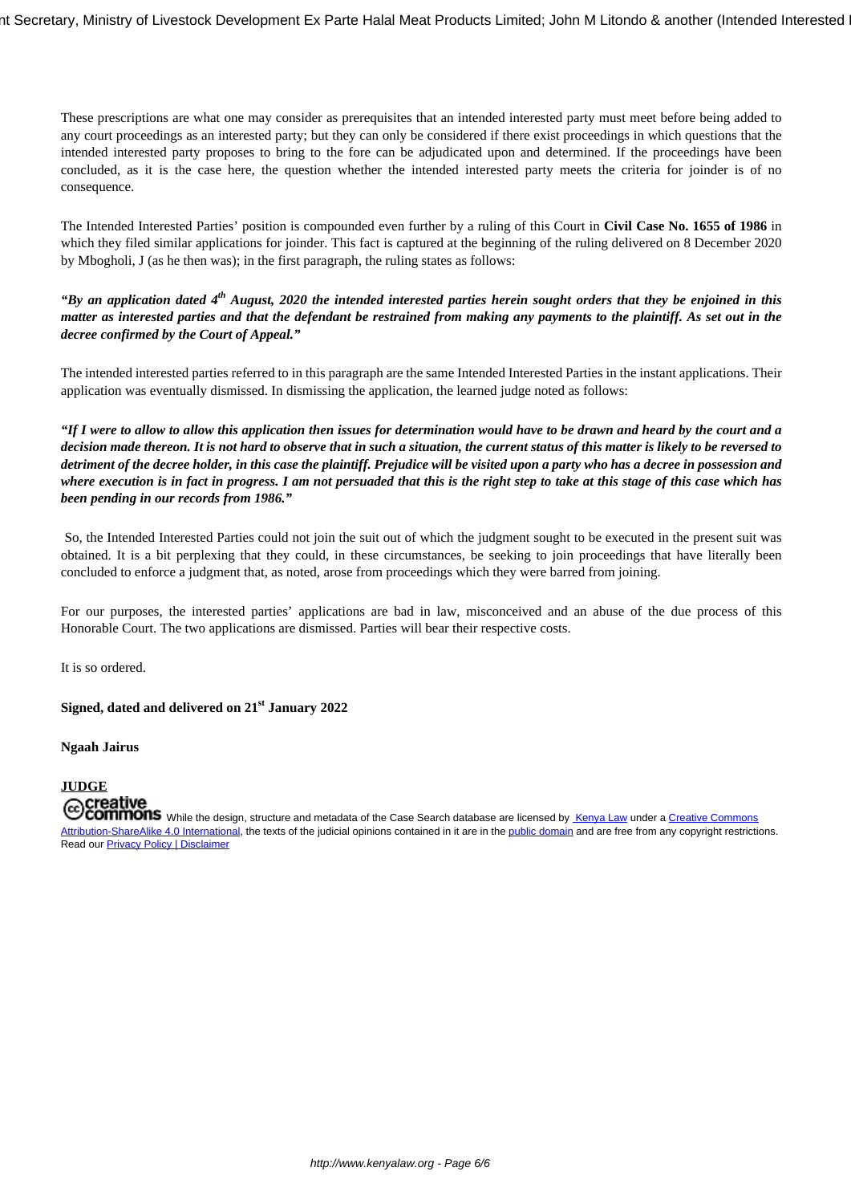These prescriptions are what one may consider as prerequisites that an intended interested party must meet before being added to any court proceedings as an interested party; but they can only be considered if there exist proceedings in which questions that the intended interested party proposes to bring to the fore can be adjudicated upon and determined. If the proceedings have been concluded, as it is the case here, the question whether the intended interested party meets the criteria for joinder is of no consequence.

The Intended Interested Parties' position is compounded even further by a ruling of this Court in **Civil Case No. 1655 of 1986** in which they filed similar applications for joinder. This fact is captured at the beginning of the ruling delivered on 8 December 2020 by Mbogholi, J (as he then was); in the first paragraph, the ruling states as follows:

***"By an application dated 4th August, 2020 the intended interested parties herein sought orders that they be enjoined in this matter as interested parties and that the defendant be restrained from making any payments to the plaintiff. As set out in the decree confirmed by the Court of Appeal."***

The intended interested parties referred to in this paragraph are the same Intended Interested Parties in the instant applications. Their application was eventually dismissed. In dismissing the application, the learned judge noted as follows:

***"If I were to allow to allow this application then issues for determination would have to be drawn and heard by the court and a decision made thereon. It is not hard to observe that in such a situation, the current status of this matter is likely to be reversed to detriment of the decree holder, in this case the plaintiff. Prejudice will be visited upon a party who has a decree in possession and where execution is in fact in progress. I am not persuaded that this is the right step to take at this stage of this case which has been pending in our records from 1986."***

So, the Intended Interested Parties could not join the suit out of which the judgment sought to be executed in the present suit was obtained. It is a bit perplexing that they could, in these circumstances, be seeking to join proceedings that have literally been concluded to enforce a judgment that, as noted, arose from proceedings which they were barred from joining.

For our purposes, the interested parties' applications are bad in law, misconceived and an abuse of the due process of this Honorable Court. The two applications are dismissed. Parties will bear their respective costs.

It is so ordered.

**Signed, dated and delivered on 21st January 2022**

**Ngaah Jairus**

**JUDGE**

While the design, structure and metadata of the Case Search database are licensed by Kenya Law under a Creative Commons Attribution-ShareAlike 4.0 International, the texts of the judicial opinions contained in it are in the public domain and are free from any copyright restrictions. Read our Privacy Policy | Disclaimer